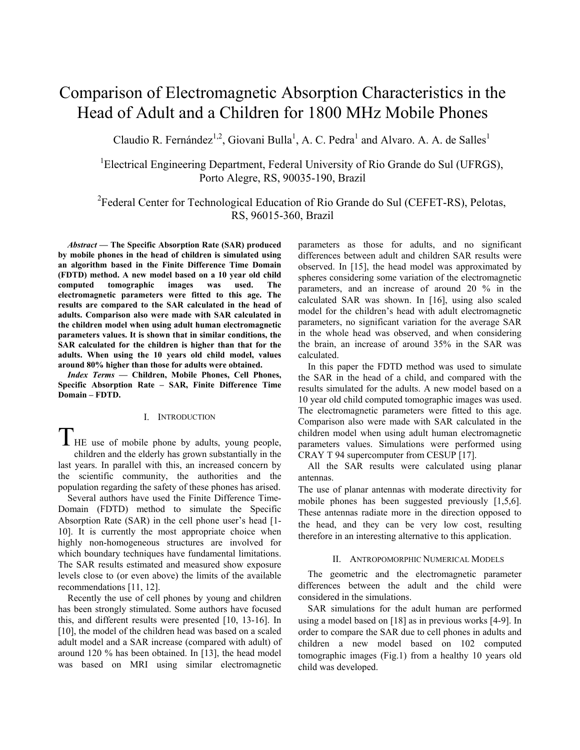# Comparison of Electromagnetic Absorption Characteristics in the Head of Adult and a Children for 1800 MHz Mobile Phones

Claudio R. Fernández[1,2], Giovani Bulla[1], A. C. Pedra[1] and Alvaro. A. A. de Salles[1]

[1]Electrical Engineering Department, Federal University of Rio Grande do Sul (UFRGS), Porto Alegre, RS, 90035-190, Brazil

[2]Federal Center for Technological Education of Rio Grande do Sul (CEFET-RS), Pelotas, RS, 96015-360, Brazil

***Abstract* — The Specific Absorption Rate (SAR) produced by mobile phones in the head of children is simulated using an algorithm based in the Finite Difference Time Domain (FDTD) method. A new model based on a 10 year old child computed tomographic images was used. The electromagnetic parameters were fitted to this age. The results are compared to the SAR calculated in the head of adults. Comparison also were made with SAR calculated in the children model when using adult human electromagnetic parameters values. It is shown that in similar conditions, the SAR calculated for the children is higher than that for the adults. When using the 10 years old child model, values around 80% higher than those for adults were obtained.**

***Index Terms* — Children, Mobile Phones, Cell Phones, Specific Absorption Rate – SAR, Finite Difference Time Domain – FDTD.**

## I. Introduction

THE use of mobile phone by adults, young people, children and the elderly has grown substantially in the last years. In parallel with this, an increased concern by the scientific community, the authorities and the population regarding the safety of these phones has arised.

Several authors have used the Finite Difference Time-Domain (FDTD) method to simulate the Specific Absorption Rate (SAR) in the cell phone user's head [1-10]. It is currently the most appropriate choice when highly non-homogeneous structures are involved for which boundary techniques have fundamental limitations. The SAR results estimated and measured show exposure levels close to (or even above) the limits of the available recommendations [11, 12].

Recently the use of cell phones by young and children has been strongly stimulated. Some authors have focused this, and different results were presented [10, 13-16]. In [10], the model of the children head was based on a scaled adult model and a SAR increase (compared with adult) of around 120 % has been obtained. In [13], the head model was based on MRI using similar electromagnetic parameters as those for adults, and no significant differences between adult and children SAR results were observed. In [15], the head model was approximated by spheres considering some variation of the electromagnetic parameters, and an increase of around 20 % in the calculated SAR was shown. In [16], using also scaled model for the children's head with adult electromagnetic parameters, no significant variation for the average SAR in the whole head was observed, and when considering the brain, an increase of around 35% in the SAR was calculated.

In this paper the FDTD method was used to simulate the SAR in the head of a child, and compared with the results simulated for the adults. A new model based on a 10 year old child computed tomographic images was used. The electromagnetic parameters were fitted to this age. Comparison also were made with SAR calculated in the children model when using adult human electromagnetic parameters values. Simulations were performed using CRAY T 94 supercomputer from CESUP [17].

All the SAR results were calculated using planar antennas.

The use of planar antennas with moderate directivity for mobile phones has been suggested previously [1,5,6]. These antennas radiate more in the direction opposed to the head, and they can be very low cost, resulting therefore in an interesting alternative to this application.

## II. Antropomorphic Numerical Models

The geometric and the electromagnetic parameter differences between the adult and the child were considered in the simulations.

SAR simulations for the adult human are performed using a model based on [18] as in previous works [4-9]. In order to compare the SAR due to cell phones in adults and children a new model based on 102 computed tomographic images (Fig.1) from a healthy 10 years old child was developed.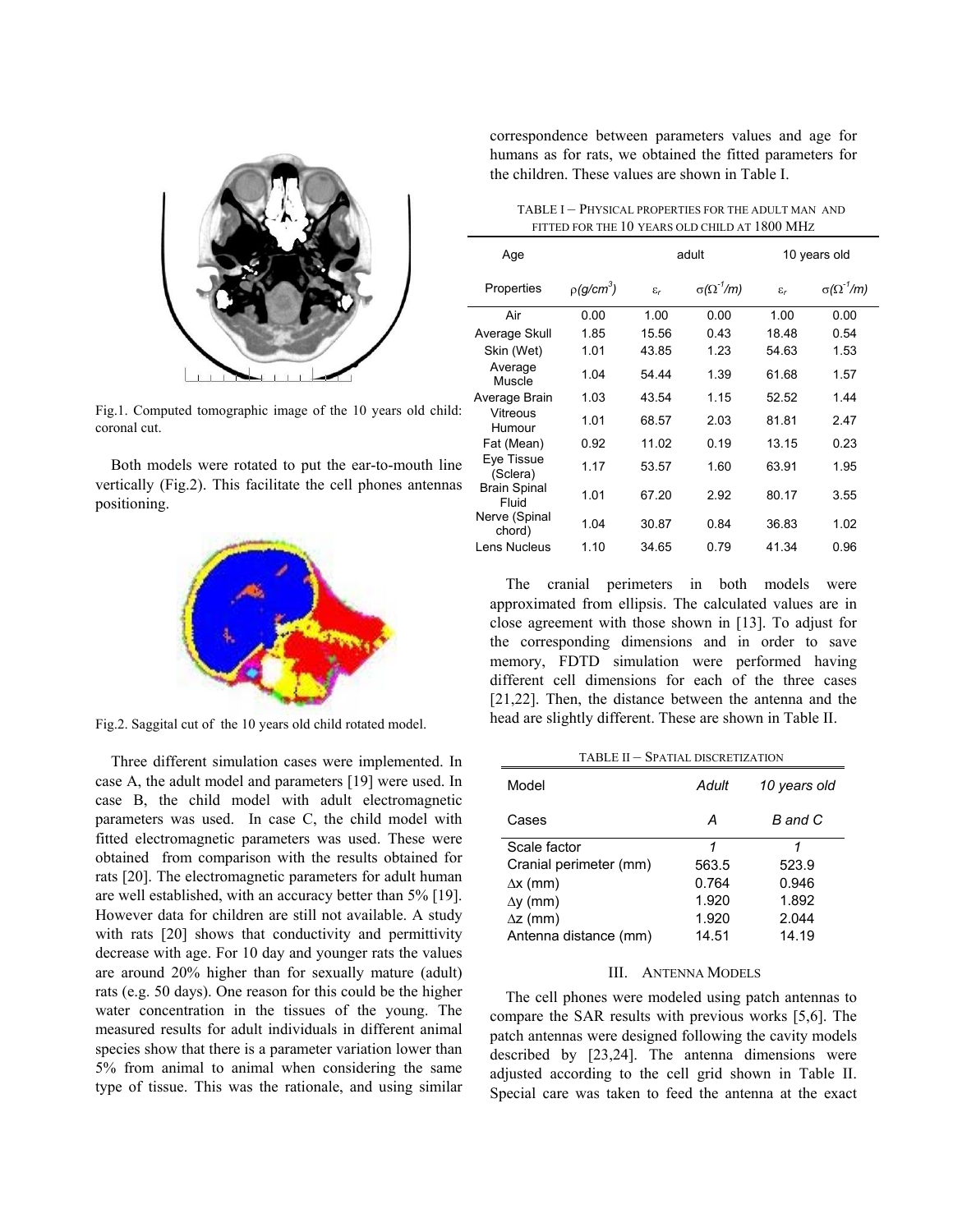Fig.1. Computed tomographic image of the 10 years old child: coronal cut.

Both models were rotated to put the ear-to-mouth line vertically (Fig.2). This facilitate the cell phones antennas positioning.

Fig.2. Saggital cut of the 10 years old child rotated model.

Three different simulation cases were implemented. In case A, the adult model and parameters [19] were used. In case B, the child model with adult electromagnetic parameters was used. In case C, the child model with fitted electromagnetic parameters was used. These were obtained from comparison with the results obtained for rats [20]. The electromagnetic parameters for adult human are well established, with an accuracy better than 5% [19]. However data for children are still not available. A study with rats [20] shows that conductivity and permittivity decrease with age. For 10 day and younger rats the values are around 20% higher than for sexually mature (adult) rats (e.g. 50 days). One reason for this could be the higher water concentration in the tissues of the young. The measured results for adult individuals in different animal species show that there is a parameter variation lower than 5% from animal to animal when considering the same type of tissue. This was the rationale, and using similar correspondence between parameters values and age for humans as for rats, we obtained the fitted parameters for the children. These values are shown in Table I.

TABLE I – PHYSICAL PROPERTIES FOR THE ADULT MAN AND FITTED FOR THE 10 YEARS OLD CHILD AT 1800 MHZ

| Age | | adult | | 10 years old | |
|---|---|---|---|---|---|
| Properties | $\rho (g/cm^3)$ | $\varepsilon_r$ | $\sigma (\Omega^{-1}/m)$ | $\varepsilon_r$ | $\sigma (\Omega^{-1}/m)$ |
| Air | 0.00 | 1.00 | 0.00 | 1.00 | 0.00 |
| Average Skull | 1.85 | 15.56 | 0.43 | 18.48 | 0.54 |
| Skin (Wet) | 1.01 | 43.85 | 1.23 | 54.63 | 1.53 |
| Average Muscle | 1.04 | 54.44 | 1.39 | 61.68 | 1.57 |
| Average Brain | 1.03 | 43.54 | 1.15 | 52.52 | 1.44 |
| Vitreous Humour | 1.01 | 68.57 | 2.03 | 81.81 | 2.47 |
| Fat (Mean) | 0.92 | 11.02 | 0.19 | 13.15 | 0.23 |
| Eye Tissue (Sclera) | 1.17 | 53.57 | 1.60 | 63.91 | 1.95 |
| Brain Spinal Fluid | 1.01 | 67.20 | 2.92 | 80.17 | 3.55 |
| Nerve (Spinal chord) | 1.04 | 30.87 | 0.84 | 36.83 | 1.02 |
| Lens Nucleus | 1.10 | 34.65 | 0.79 | 41.34 | 0.96 |

The cranial perimeters in both models were approximated from ellipsis. The calculated values are in close agreement with those shown in [13]. To adjust for the corresponding dimensions and in order to save memory, FDTD simulation were performed having different cell dimensions for each of the three cases [21,22]. Then, the distance between the antenna and the head are slightly different. These are shown in Table II.

TABLE II – SPATIAL DISCRETIZATION

| Model | *Adult* | *10 years old* |
|---|---|---|
| Cases | *A* | *B and C* |
| Scale factor | *1* | *1* |
| Cranial perimeter (mm) | 563.5 | 523.9 |
| $\Delta x$ (mm) | 0.764 | 0.946 |
| $\Delta y$ (mm) | 1.920 | 1.892 |
| $\Delta z$ (mm) | 1.920 | 2.044 |
| Antenna distance (mm) | 14.51 | 14.19 |

## III. ANTENNA MODELS

The cell phones were modeled using patch antennas to compare the SAR results with previous works [5,6]. The patch antennas were designed following the cavity models described by [23,24]. The antenna dimensions were adjusted according to the cell grid shown in Table II. Special care was taken to feed the antenna at the exact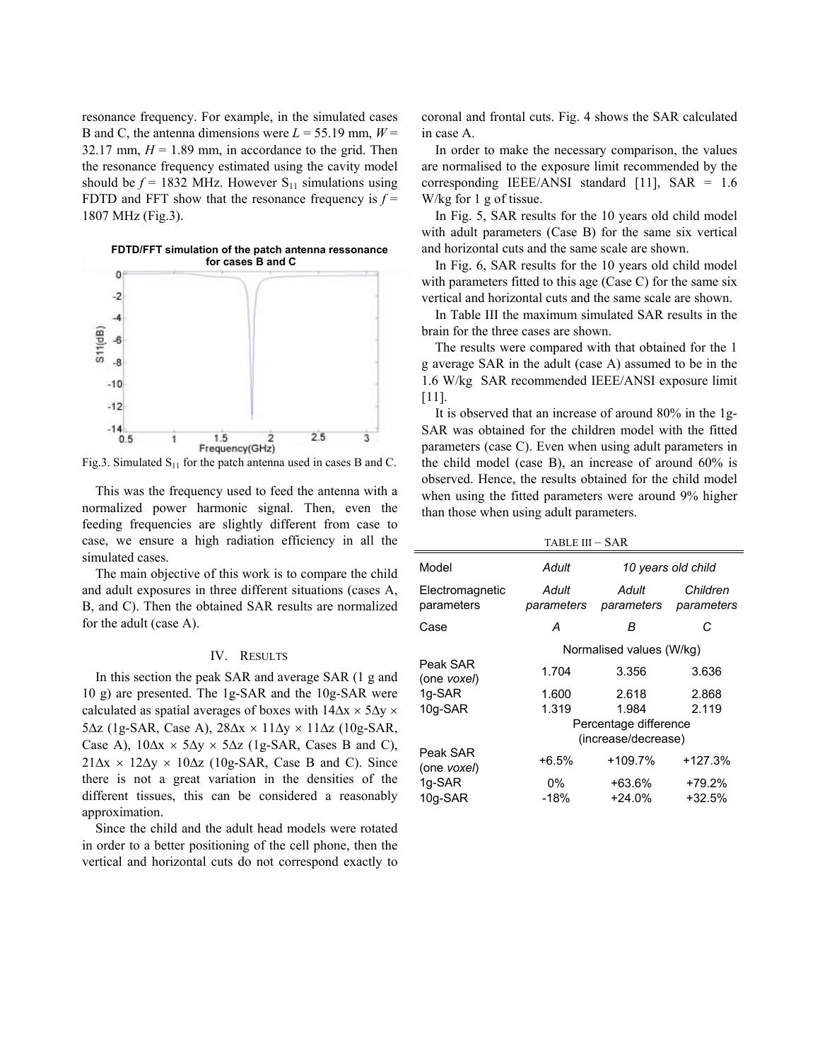resonance frequency. For example, in the simulated cases B and C, the antenna dimensions were $L = 55.19$ mm, $W = 32.17$ mm, $H = 1.89$ mm, in accordance to the grid. Then the resonance frequency estimated using the cavity model should be $f = 1832$ MHz. However $S_{11}$ simulations using FDTD and FFT show that the resonance frequency is $f = 1807$ MHz (Fig.3).

Fig.3. Simulated $S_{11}$ for the patch antenna used in cases B and C.

This was the frequency used to feed the antenna with a normalized power harmonic signal. Then, even the feeding frequencies are slightly different from case to case, we ensure a high radiation efficiency in all the simulated cases.

The main objective of this work is to compare the child and adult exposures in three different situations (cases A, B, and C). Then the obtained SAR results are normalized for the adult (case A).

## IV. Results

In this section the peak SAR and average SAR (1 g and 10 g) are presented. The 1g-SAR and the 10g-SAR were calculated as spatial averages of boxes with $14\Delta x \times 5\Delta y \times 5\Delta z$ (1g-SAR, Case A), $28\Delta x \times 11\Delta y \times 11\Delta z$ (10g-SAR, Case A), $10\Delta x \times 5\Delta y \times 5\Delta z$ (1g-SAR, Cases B and C), $21\Delta x \times 12\Delta y \times 10\Delta z$ (10g-SAR, Case B and C). Since there is not a great variation in the densities of the different tissues, this can be considered a reasonably approximation.

Since the child and the adult head models were rotated in order to a better positioning of the cell phone, then the vertical and horizontal cuts do not correspond exactly to coronal and frontal cuts. Fig. 4 shows the SAR calculated in case A.

In order to make the necessary comparison, the values are normalised to the exposure limit recommended by the corresponding IEEE/ANSI standard [11], SAR = 1.6 W/kg for 1 g of tissue.

In Fig. 5, SAR results for the 10 years old child model with adult parameters (Case B) for the same six vertical and horizontal cuts and the same scale are shown.

In Fig. 6, SAR results for the 10 years old child model with parameters fitted to this age (Case C) for the same six vertical and horizontal cuts and the same scale are shown.

In Table III the maximum simulated SAR results in the brain for the three cases are shown.

The results were compared with that obtained for the 1 g average SAR in the adult (case A) assumed to be in the 1.6 W/kg SAR recommended IEEE/ANSI exposure limit [11].

It is observed that an increase of around 80% in the 1g-SAR was obtained for the children model with the fitted parameters (case C). Even when using adult parameters in the child model (case B), an increase of around 60% is observed. Hence, the results obtained for the child model when using the fitted parameters were around 9% higher than those when using adult parameters.

TABLE III – SAR

| Model | *Adult* | *10 years old child* | |
|---|---|---|---|
| Electromagnetic parameters | *Adult parameters* | *Adult parameters* | *Children parameters* |
| Case | *A* | *B* | *C* |
| | Normalised values (W/kg) | | |
| Peak SAR (one *voxel*) | 1.704 | 3.356 | 3.636 |
| 1g-SAR | 1.600 | 2.618 | 2.868 |
| 10g-SAR | 1.319 | 1.984 | 2.119 |
| | Percentage difference (increase/decrease) | | |
| Peak SAR (one *voxel*) | +6.5% | +109.7% | +127.3% |
| 1g-SAR | 0% | +63.6% | +79.2% |
| 10g-SAR | -18% | +24.0% | +32.5% |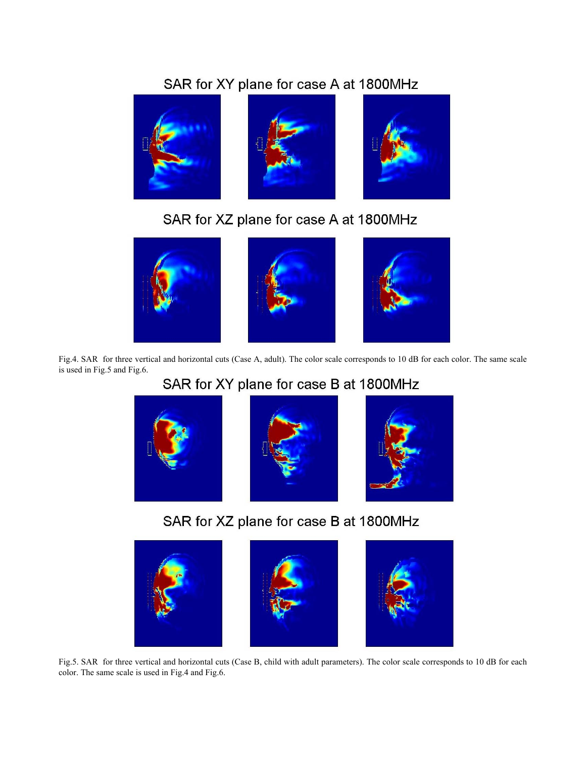SAR for XY plane for case A at 1800MHz

SAR for XZ plane for case A at 1800MHz

Fig.4. SAR for three vertical and horizontal cuts (Case A, adult). The color scale corresponds to 10 dB for each color. The same scale is used in Fig.5 and Fig.6.

SAR for XY plane for case B at 1800MHz

SAR for XZ plane for case B at 1800MHz

Fig.5. SAR for three vertical and horizontal cuts (Case B, child with adult parameters). The color scale corresponds to 10 dB for each color. The same scale is used in Fig.4 and Fig.6.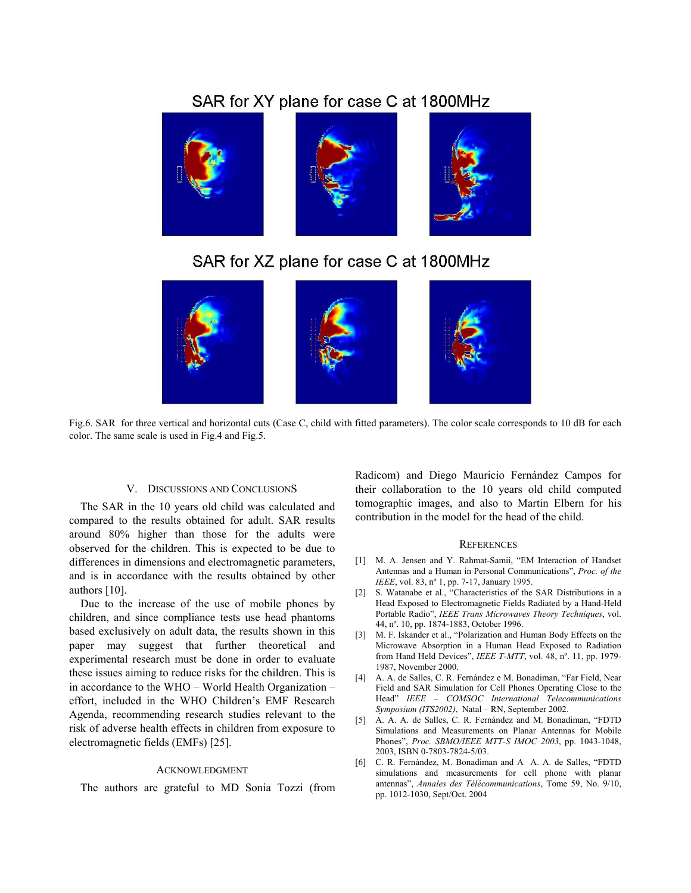SAR for XY plane for case C at 1800MHz

SAR for XZ plane for case C at 1800MHz

Fig.6. SAR for three vertical and horizontal cuts (Case C, child with fitted parameters). The color scale corresponds to 10 dB for each color. The same scale is used in Fig.4 and Fig.5.

## V. Discussions and Conclusions

The SAR in the 10 years old child was calculated and compared to the results obtained for adult. SAR results around 80% higher than those for the adults were observed for the children. This is expected to be due to differences in dimensions and electromagnetic parameters, and is in accordance with the results obtained by other authors [10].

Due to the increase of the use of mobile phones by children, and since compliance tests use head phantoms based exclusively on adult data, the results shown in this paper may suggest that further theoretical and experimental research must be done in order to evaluate these issues aiming to reduce risks for the children. This is in accordance to the WHO – World Health Organization – effort, included in the WHO Children's EMF Research Agenda, recommending research studies relevant to the risk of adverse health effects in children from exposure to electromagnetic fields (EMFs) [25].

## Acknowledgment

The authors are grateful to MD Sonia Tozzi (from Radicom) and Diego Mauricio Fernández Campos for their collaboration to the 10 years old child computed tomographic images, and also to Martin Elbern for his contribution in the model for the head of the child.

## References

[1] M. A. Jensen and Y. Rahmat-Samii, "EM Interaction of Handset Antennas and a Human in Personal Communications", *Proc. of the IEEE*, vol. 83, nº 1, pp. 7-17, January 1995.

[2] S. Watanabe et al., "Characteristics of the SAR Distributions in a Head Exposed to Electromagnetic Fields Radiated by a Hand-Held Portable Radio", *IEEE Trans Microwaves Theory Techniques*, vol. 44, nº. 10, pp. 1874-1883, October 1996.

[3] M. F. Iskander et al., "Polarization and Human Body Effects on the Microwave Absorption in a Human Head Exposed to Radiation from Hand Held Devices", *IEEE T-MTT*, vol. 48, nº. 11, pp. 1979-1987, November 2000.

[4] A. A. de Salles, C. R. Fernández e M. Bonadiman, "Far Field, Near Field and SAR Simulation for Cell Phones Operating Close to the Head" *IEEE – COMSOC International Telecommunications Symposium (ITS2002)*, Natal – RN, September 2002.

[5] A. A. A. de Salles, C. R. Fernández and M. Bonadiman, "FDTD Simulations and Measurements on Planar Antennas for Mobile Phones", *Proc. SBMO/IEEE MTT-S IMOC 2003*, pp. 1043-1048, 2003, ISBN 0-7803-7824-5/03.

[6] C. R. Fernández, M. Bonadiman and A A. A. de Salles, "FDTD simulations and measurements for cell phone with planar antennas", *Annales des Télécommunications*, Tome 59, No. 9/10, pp. 1012-1030, Sept/Oct. 2004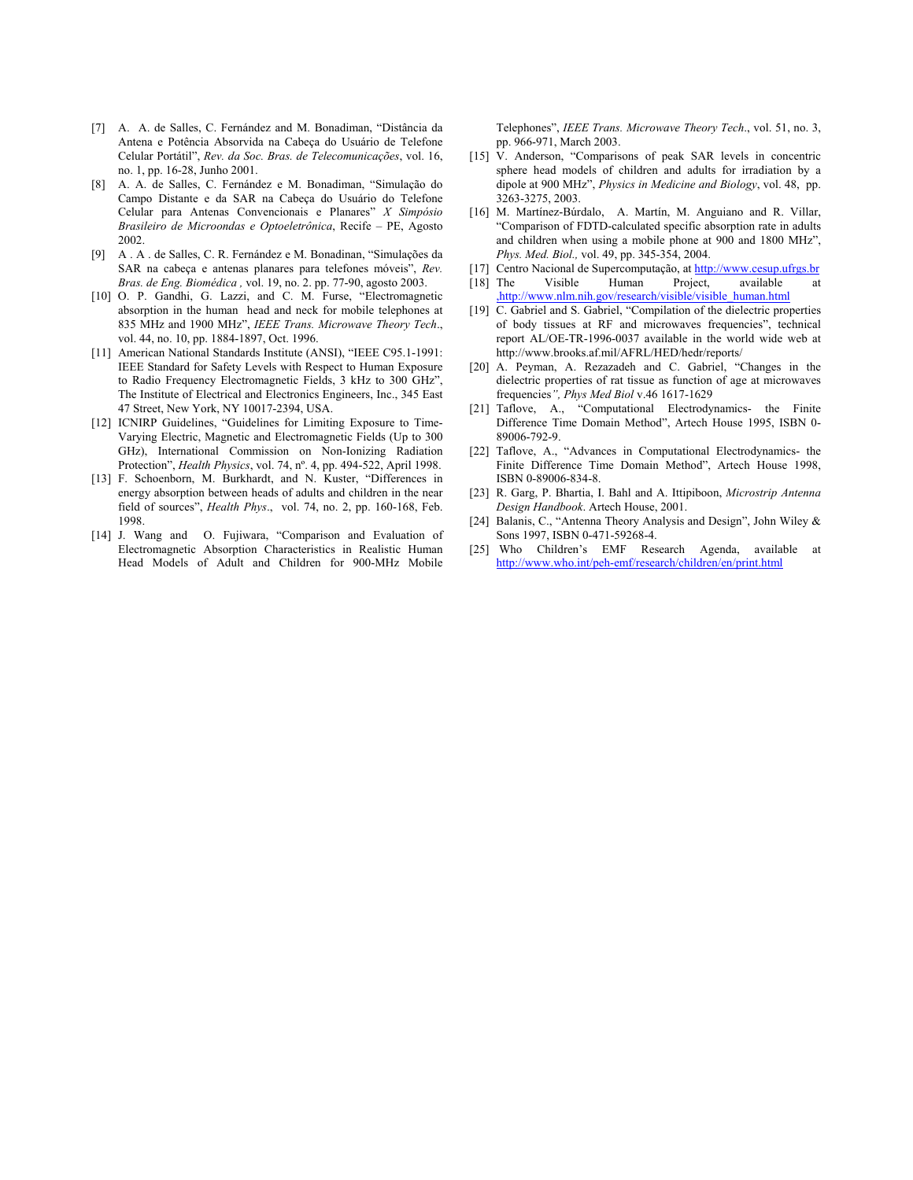[7] A. A. de Salles, C. Fernández and M. Bonadiman, "Distância da Antena e Potência Absorvida na Cabeça do Usuário de Telefone Celular Portátil", *Rev. da Soc. Bras. de Telecomunicações*, vol. 16, no. 1, pp. 16-28, Junho 2001.

[8] A. A. de Salles, C. Fernández e M. Bonadiman, "Simulação do Campo Distante e da SAR na Cabeça do Usuário do Telefone Celular para Antenas Convencionais e Planares" *X Simpósio Brasileiro de Microondas e Optoeletrônica*, Recife – PE, Agosto 2002.

[9] A . A . de Salles, C. R. Fernández e M. Bonadinan, "Simulações da SAR na cabeça e antenas planares para telefones móveis", *Rev. Bras. de Eng. Biomédica ,* vol. 19, no. 2. pp. 77-90, agosto 2003.

[10] O. P. Gandhi, G. Lazzi, and C. M. Furse, "Electromagnetic absorption in the human head and neck for mobile telephones at 835 MHz and 1900 MHz", *IEEE Trans. Microwave Theory Tech*., vol. 44, no. 10, pp. 1884-1897, Oct. 1996.

[11] American National Standards Institute (ANSI), "IEEE C95.1-1991: IEEE Standard for Safety Levels with Respect to Human Exposure to Radio Frequency Electromagnetic Fields, 3 kHz to 300 GHz", The Institute of Electrical and Electronics Engineers, Inc., 345 East 47 Street, New York, NY 10017-2394, USA.

[12] ICNIRP Guidelines, "Guidelines for Limiting Exposure to Time-Varying Electric, Magnetic and Electromagnetic Fields (Up to 300 GHz), International Commission on Non-Ionizing Radiation Protection", *Health Physics*, vol. 74, nº. 4, pp. 494-522, April 1998.

[13] F. Schoenborn, M. Burkhardt, and N. Kuster, "Differences in energy absorption between heads of adults and children in the near field of sources", *Health Phys*., vol. 74, no. 2, pp. 160-168, Feb. 1998.

[14] J. Wang and O. Fujiwara, "Comparison and Evaluation of Electromagnetic Absorption Characteristics in Realistic Human Head Models of Adult and Children for 900-MHz Mobile Telephones", *IEEE Trans. Microwave Theory Tech*., vol. 51, no. 3, pp. 966-971, March 2003.

[15] V. Anderson, "Comparisons of peak SAR levels in concentric sphere head models of children and adults for irradiation by a dipole at 900 MHz", *Physics in Medicine and Biology*, vol. 48, pp. 3263-3275, 2003.

[16] M. Martínez-Búrdalo, A. Martín, M. Anguiano and R. Villar, "Comparison of FDTD-calculated specific absorption rate in adults and children when using a mobile phone at 900 and 1800 MHz", *Phys. Med. Biol.,* vol. 49, pp. 345-354, 2004.

[17] Centro Nacional de Supercomputação, at http://www.cesup.ufrgs.br

[18] The Visible Human Project, available at ,http://www.nlm.nih.gov/research/visible/visible_human.html

[19] C. Gabriel and S. Gabriel, "Compilation of the dielectric properties of body tissues at RF and microwaves frequencies", technical report AL/OE-TR-1996-0037 available in the world wide web at http://www.brooks.af.mil/AFRL/HED/hedr/reports/

[20] A. Peyman, A. Rezazadeh and C. Gabriel, "Changes in the dielectric properties of rat tissue as function of age at microwaves frequencies*", Phys Med Biol* v.46 1617-1629

[21] Taflove, A., "Computational Electrodynamics- the Finite Difference Time Domain Method", Artech House 1995, ISBN 0-89006-792-9.

[22] Taflove, A., "Advances in Computational Electrodynamics- the Finite Difference Time Domain Method", Artech House 1998, ISBN 0-89006-834-8.

[23] R. Garg, P. Bhartia, I. Bahl and A. Ittipiboon, *Microstrip Antenna Design Handbook*. Artech House, 2001.

[24] Balanis, C., "Antenna Theory Analysis and Design", John Wiley & Sons 1997, ISBN 0-471-59268-4.

[25] Who Children's EMF Research Agenda, available at http://www.who.int/peh-emf/research/children/en/print.html